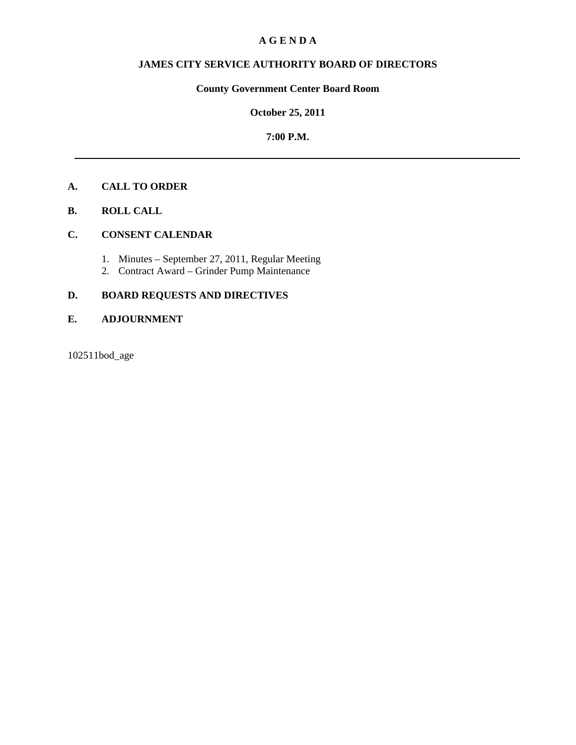# A G E N D A

## JAMES CITY SERVICE AUTHORITY BOARD OF DIRECTORS

**County Government Center Board Room**

**October 25, 2011**

**7:00 P.M.**

---

**A. CALL TO ORDER**

**B. ROLL CALL**

**C. CONSENT CALENDAR**

1. Minutes – September 27, 2011, Regular Meeting
2. Contract Award – Grinder Pump Maintenance

**D. BOARD REQUESTS AND DIRECTIVES**

**E. ADJOURNMENT**

102511bod_age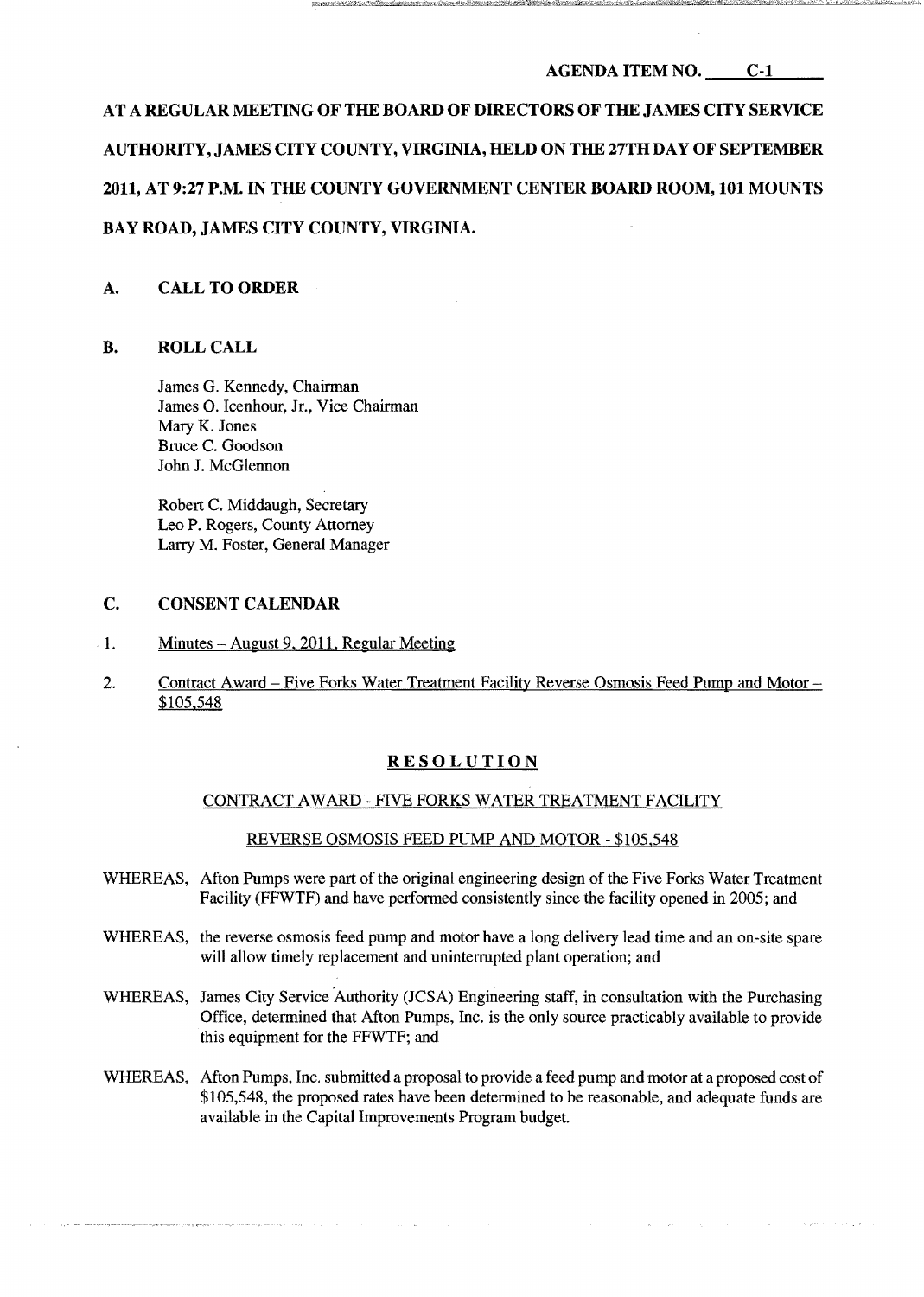AGENDA ITEM NO. C-1

**AT A REGULAR MEETING OF THE BOARD OF DIRECTORS OF THE JAMES CITY SERVICE AUTHORITY, JAMES CITY COUNTY, VIRGINIA, HELD ON THE 27TH DAY OF SEPTEMBER 2011, AT 9:27 P.M. IN THE COUNTY GOVERNMENT CENTER BOARD ROOM, 101 MOUNTS BAY ROAD, JAMES CITY COUNTY, VIRGINIA.**

## A. CALL TO ORDER

## B. ROLL CALL

James G. Kennedy, Chairman
James O. Icenhour, Jr., Vice Chairman
Mary K. Jones
Bruce C. Goodson
John J. McGlennon

Robert C. Middaugh, Secretary
Leo P. Rogers, County Attorney
Larry M. Foster, General Manager

## C. CONSENT CALENDAR

1. Minutes – August 9, 2011, Regular Meeting

2. Contract Award – Five Forks Water Treatment Facility Reverse Osmosis Feed Pump and Motor – $105,548

### RESOLUTION

#### CONTRACT AWARD - FIVE FORKS WATER TREATMENT FACILITY

#### REVERSE OSMOSIS FEED PUMP AND MOTOR - $105,548

WHEREAS, Afton Pumps were part of the original engineering design of the Five Forks Water Treatment Facility (FFWTF) and have performed consistently since the facility opened in 2005; and

WHEREAS, the reverse osmosis feed pump and motor have a long delivery lead time and an on-site spare will allow timely replacement and uninterrupted plant operation; and

WHEREAS, James City Service Authority (JCSA) Engineering staff, in consultation with the Purchasing Office, determined that Afton Pumps, Inc. is the only source practicably available to provide this equipment for the FFWTF; and

WHEREAS, Afton Pumps, Inc. submitted a proposal to provide a feed pump and motor at a proposed cost of $105,548, the proposed rates have been determined to be reasonable, and adequate funds are available in the Capital Improvements Program budget.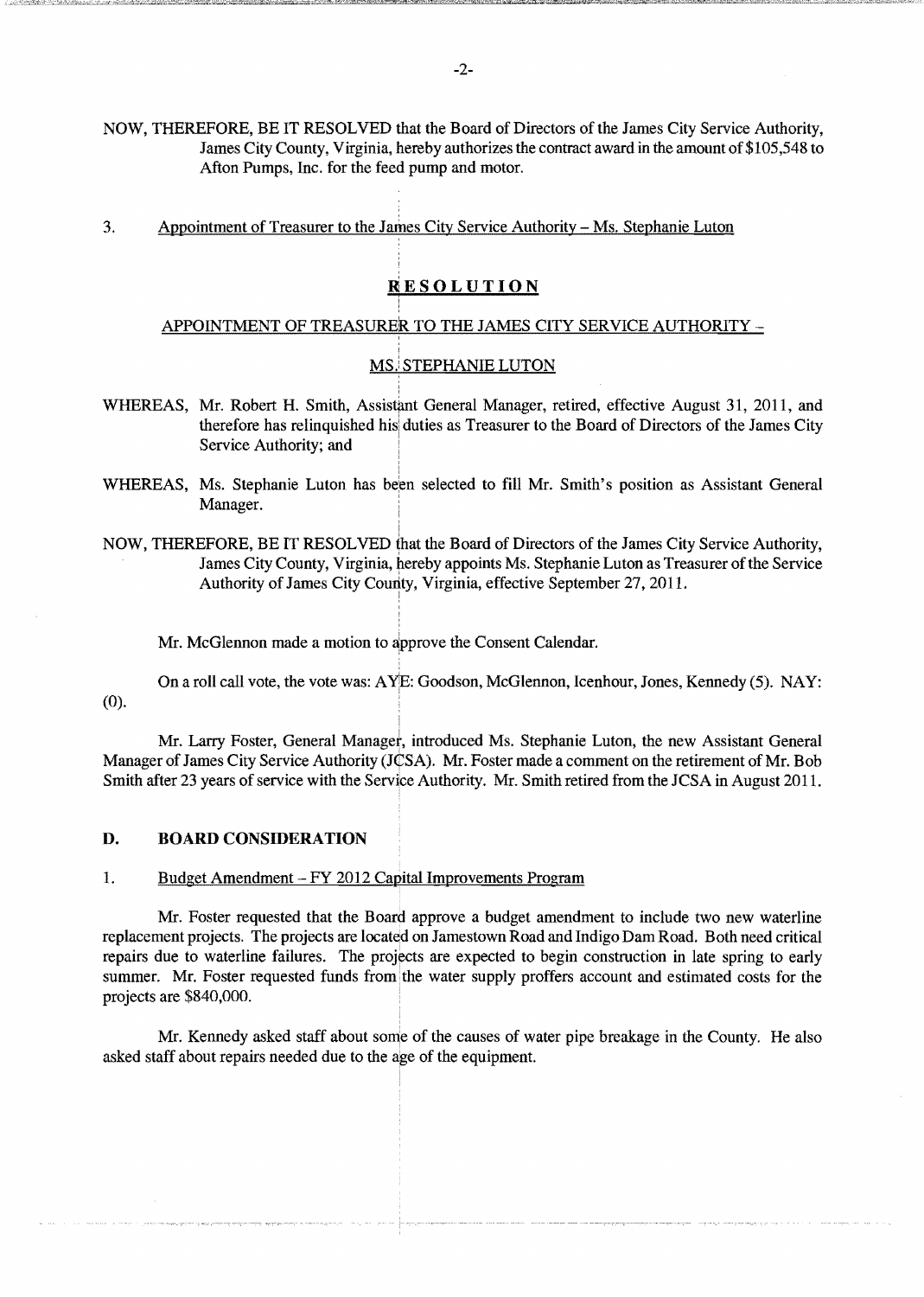NOW, THEREFORE, BE IT RESOLVED that the Board of Directors of the James City Service Authority, James City County, Virginia, hereby authorizes the contract award in the amount of $105,548 to Afton Pumps, Inc. for the feed pump and motor.

3. Appointment of Treasurer to the James City Service Authority – Ms. Stephanie Luton

**RESOLUTION**

APPOINTMENT OF TREASURER TO THE JAMES CITY SERVICE AUTHORITY –

MS. STEPHANIE LUTON

WHEREAS, Mr. Robert H. Smith, Assistant General Manager, retired, effective August 31, 2011, and therefore has relinquished his duties as Treasurer to the Board of Directors of the James City Service Authority; and

WHEREAS, Ms. Stephanie Luton has been selected to fill Mr. Smith's position as Assistant General Manager.

NOW, THEREFORE, BE IT RESOLVED that the Board of Directors of the James City Service Authority, James City County, Virginia, hereby appoints Ms. Stephanie Luton as Treasurer of the Service Authority of James City County, Virginia, effective September 27, 2011.

Mr. McGlennon made a motion to approve the Consent Calendar.

On a roll call vote, the vote was: AYE: Goodson, McGlennon, Icenhour, Jones, Kennedy (5). NAY: (0).

Mr. Larry Foster, General Manager, introduced Ms. Stephanie Luton, the new Assistant General Manager of James City Service Authority (JCSA). Mr. Foster made a comment on the retirement of Mr. Bob Smith after 23 years of service with the Service Authority. Mr. Smith retired from the JCSA in August 2011.

## D. BOARD CONSIDERATION

1. Budget Amendment – FY 2012 Capital Improvements Program

Mr. Foster requested that the Board approve a budget amendment to include two new waterline replacement projects. The projects are located on Jamestown Road and Indigo Dam Road. Both need critical repairs due to waterline failures. The projects are expected to begin construction in late spring to early summer. Mr. Foster requested funds from the water supply proffers account and estimated costs for the projects are $840,000.

Mr. Kennedy asked staff about some of the causes of water pipe breakage in the County. He also asked staff about repairs needed due to the age of the equipment.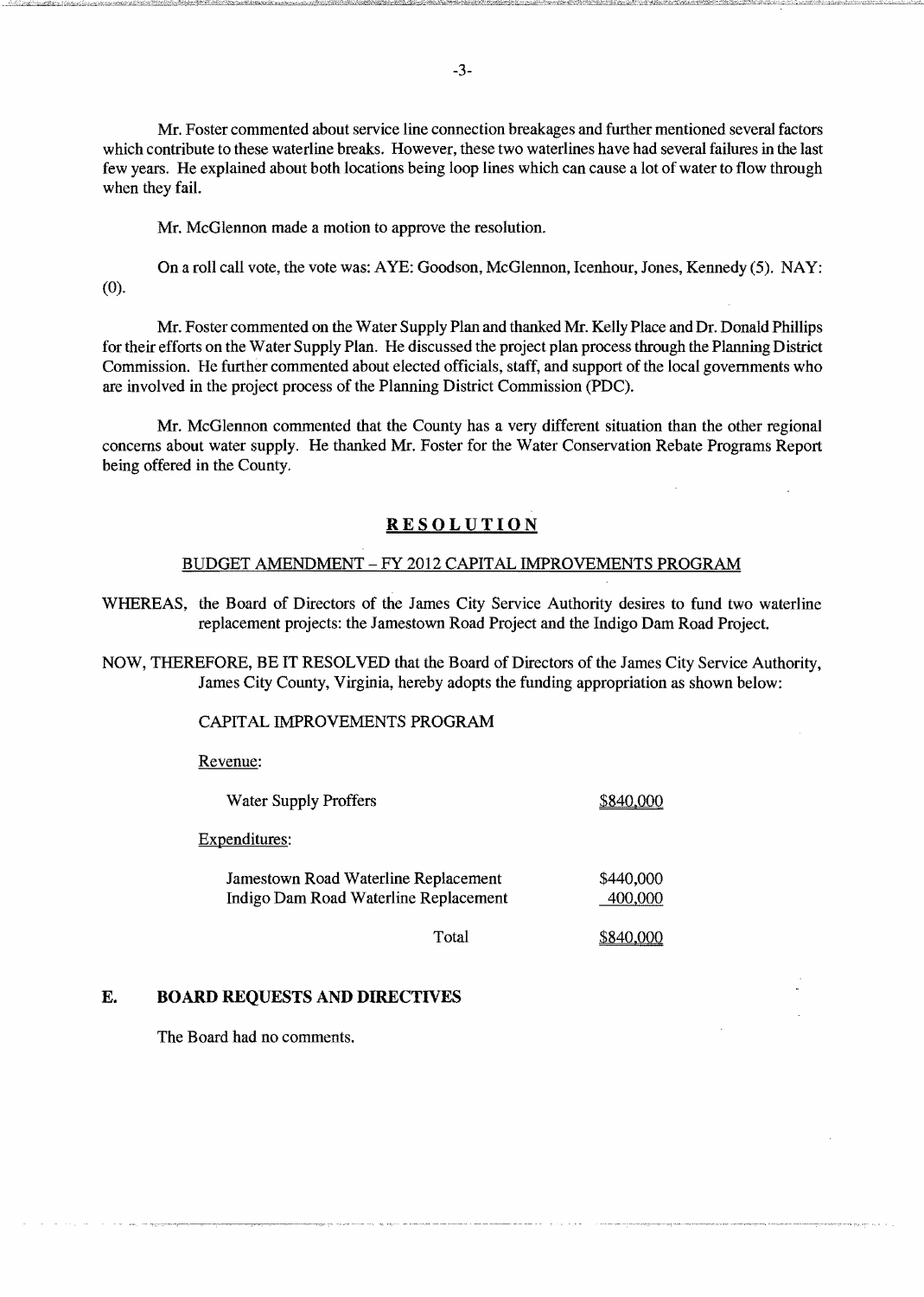Mr. Foster commented about service line connection breakages and further mentioned several factors which contribute to these waterline breaks. However, these two waterlines have had several failures in the last few years. He explained about both locations being loop lines which can cause a lot of water to flow through when they fail.

Mr. McGlennon made a motion to approve the resolution.

On a roll call vote, the vote was: AYE: Goodson, McGlennon, Icenhour, Jones, Kennedy (5). NAY: (0).

Mr. Foster commented on the Water Supply Plan and thanked Mr. Kelly Place and Dr. Donald Phillips for their efforts on the Water Supply Plan. He discussed the project plan process through the Planning District Commission. He further commented about elected officials, staff, and support of the local governments who are involved in the project process of the Planning District Commission (PDC).

Mr. McGlennon commented that the County has a very different situation than the other regional concerns about water supply. He thanked Mr. Foster for the Water Conservation Rebate Programs Report being offered in the County.

## **RESOLUTION**

BUDGET AMENDMENT – FY 2012 CAPITAL IMPROVEMENTS PROGRAM

WHEREAS, the Board of Directors of the James City Service Authority desires to fund two waterline replacement projects: the Jamestown Road Project and the Indigo Dam Road Project.

NOW, THEREFORE, BE IT RESOLVED that the Board of Directors of the James City Service Authority, James City County, Virginia, hereby adopts the funding appropriation as shown below:

CAPITAL IMPROVEMENTS PROGRAM

Revenue:

| | |
|---|---|
| Water Supply Proffers | $840,000 |

Expenditures:

| | |
|---|---|
| Jamestown Road Waterline Replacement | $440,000 |
| Indigo Dam Road Waterline Replacement | 400,000 |
| Total | $840,000 |

## E. BOARD REQUESTS AND DIRECTIVES

The Board had no comments.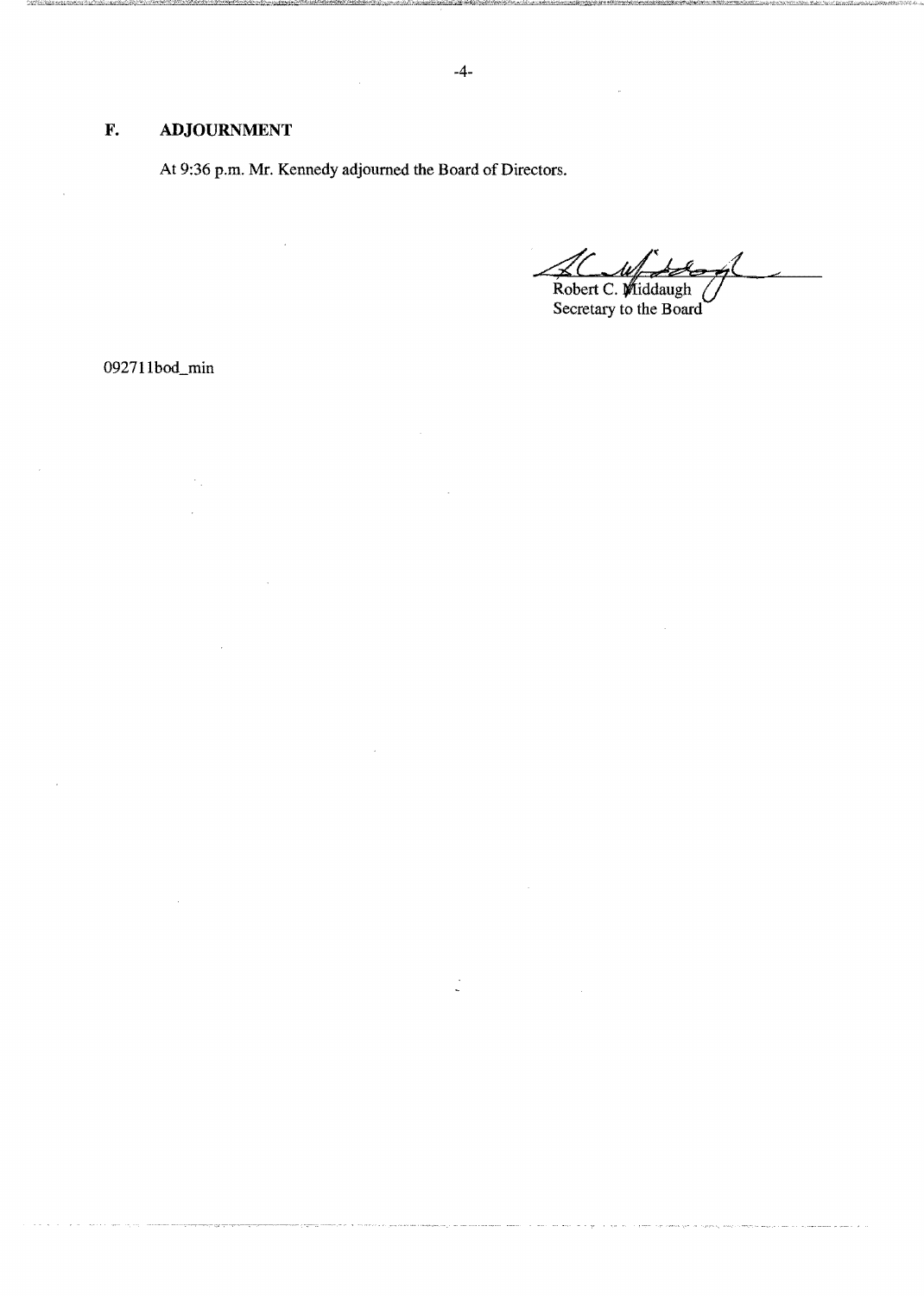## F. ADJOURNMENT

At 9:36 p.m. Mr. Kennedy adjourned the Board of Directors.

Robert C. Middaugh
Secretary to the Board

092711bod_min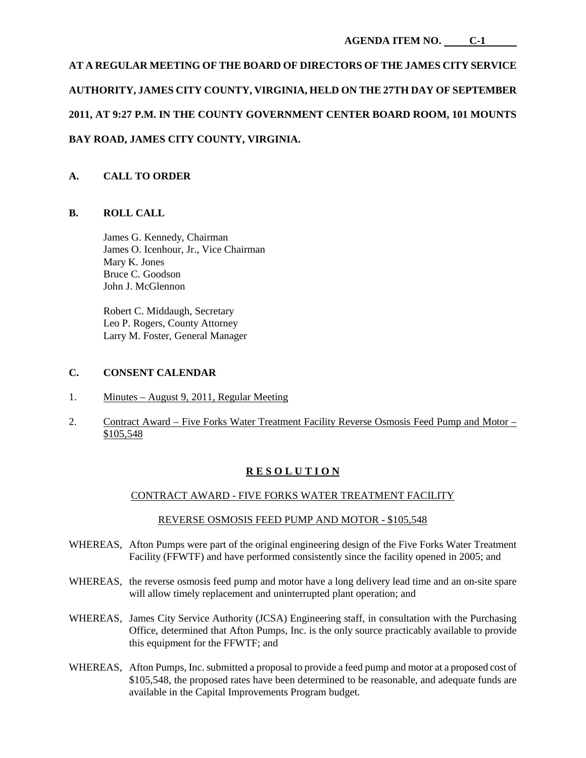**AGENDA ITEM NO. C-1**

**AT A REGULAR MEETING OF THE BOARD OF DIRECTORS OF THE JAMES CITY SERVICE AUTHORITY, JAMES CITY COUNTY, VIRGINIA, HELD ON THE 27TH DAY OF SEPTEMBER 2011, AT 9:27 P.M. IN THE COUNTY GOVERNMENT CENTER BOARD ROOM, 101 MOUNTS BAY ROAD, JAMES CITY COUNTY, VIRGINIA.**

## A. CALL TO ORDER

## B. ROLL CALL

James G. Kennedy, Chairman
James O. Icenhour, Jr., Vice Chairman
Mary K. Jones
Bruce C. Goodson
John J. McGlennon

Robert C. Middaugh, Secretary
Leo P. Rogers, County Attorney
Larry M. Foster, General Manager

## C. CONSENT CALENDAR

1. Minutes – August 9, 2011, Regular Meeting

2. Contract Award – Five Forks Water Treatment Facility Reverse Osmosis Feed Pump and Motor – $105,548

**R E S O L U T I O N**

CONTRACT AWARD - FIVE FORKS WATER TREATMENT FACILITY

REVERSE OSMOSIS FEED PUMP AND MOTOR - $105,548

WHEREAS, Afton Pumps were part of the original engineering design of the Five Forks Water Treatment Facility (FFWTF) and have performed consistently since the facility opened in 2005; and

WHEREAS, the reverse osmosis feed pump and motor have a long delivery lead time and an on-site spare will allow timely replacement and uninterrupted plant operation; and

WHEREAS, James City Service Authority (JCSA) Engineering staff, in consultation with the Purchasing Office, determined that Afton Pumps, Inc. is the only source practicably available to provide this equipment for the FFWTF; and

WHEREAS, Afton Pumps, Inc. submitted a proposal to provide a feed pump and motor at a proposed cost of $105,548, the proposed rates have been determined to be reasonable, and adequate funds are available in the Capital Improvements Program budget.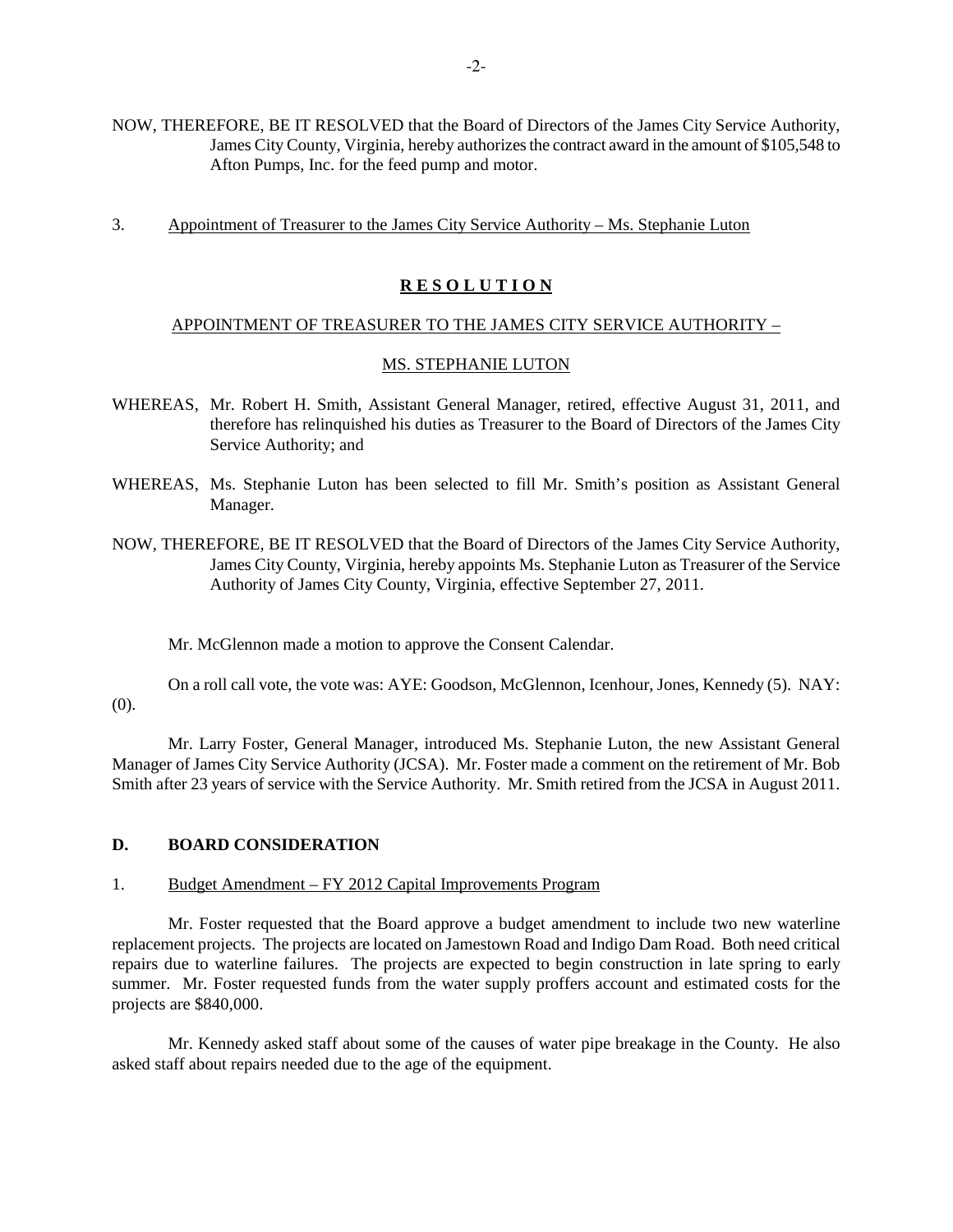NOW, THEREFORE, BE IT RESOLVED that the Board of Directors of the James City Service Authority, James City County, Virginia, hereby authorizes the contract award in the amount of $105,548 to Afton Pumps, Inc. for the feed pump and motor.

3. Appointment of Treasurer to the James City Service Authority – Ms. Stephanie Luton

**R E S O L U T I O N**

APPOINTMENT OF TREASURER TO THE JAMES CITY SERVICE AUTHORITY –

MS. STEPHANIE LUTON

WHEREAS, Mr. Robert H. Smith, Assistant General Manager, retired, effective August 31, 2011, and therefore has relinquished his duties as Treasurer to the Board of Directors of the James City Service Authority; and

WHEREAS, Ms. Stephanie Luton has been selected to fill Mr. Smith's position as Assistant General Manager.

NOW, THEREFORE, BE IT RESOLVED that the Board of Directors of the James City Service Authority, James City County, Virginia, hereby appoints Ms. Stephanie Luton as Treasurer of the Service Authority of James City County, Virginia, effective September 27, 2011.

Mr. McGlennon made a motion to approve the Consent Calendar.

On a roll call vote, the vote was: AYE: Goodson, McGlennon, Icenhour, Jones, Kennedy (5). NAY: (0).

Mr. Larry Foster, General Manager, introduced Ms. Stephanie Luton, the new Assistant General Manager of James City Service Authority (JCSA). Mr. Foster made a comment on the retirement of Mr. Bob Smith after 23 years of service with the Service Authority. Mr. Smith retired from the JCSA in August 2011.

**D. BOARD CONSIDERATION**

1. Budget Amendment – FY 2012 Capital Improvements Program

Mr. Foster requested that the Board approve a budget amendment to include two new waterline replacement projects. The projects are located on Jamestown Road and Indigo Dam Road. Both need critical repairs due to waterline failures. The projects are expected to begin construction in late spring to early summer. Mr. Foster requested funds from the water supply proffers account and estimated costs for the projects are $840,000.

Mr. Kennedy asked staff about some of the causes of water pipe breakage in the County. He also asked staff about repairs needed due to the age of the equipment.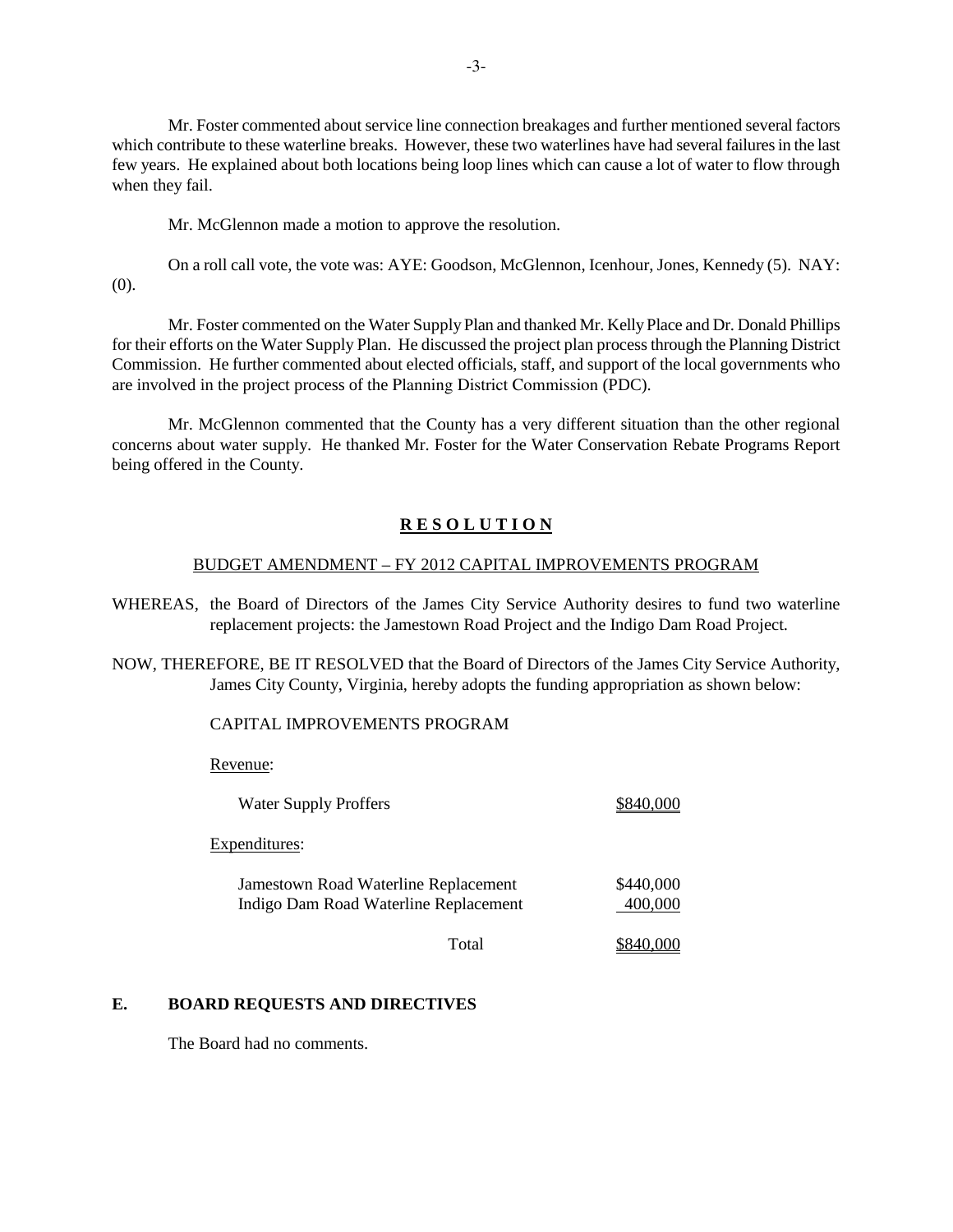Mr. Foster commented about service line connection breakages and further mentioned several factors which contribute to these waterline breaks. However, these two waterlines have had several failures in the last few years. He explained about both locations being loop lines which can cause a lot of water to flow through when they fail.

Mr. McGlennon made a motion to approve the resolution.

On a roll call vote, the vote was: AYE: Goodson, McGlennon, Icenhour, Jones, Kennedy (5). NAY: (0).

Mr. Foster commented on the Water Supply Plan and thanked Mr. Kelly Place and Dr. Donald Phillips for their efforts on the Water Supply Plan. He discussed the project plan process through the Planning District Commission. He further commented about elected officials, staff, and support of the local governments who are involved in the project process of the Planning District Commission (PDC).

Mr. McGlennon commented that the County has a very different situation than the other regional concerns about water supply. He thanked Mr. Foster for the Water Conservation Rebate Programs Report being offered in the County.

## R E S O L U T I O N

BUDGET AMENDMENT – FY 2012 CAPITAL IMPROVEMENTS PROGRAM

WHEREAS, the Board of Directors of the James City Service Authority desires to fund two waterline replacement projects: the Jamestown Road Project and the Indigo Dam Road Project.

NOW, THEREFORE, BE IT RESOLVED that the Board of Directors of the James City Service Authority, James City County, Virginia, hereby adopts the funding appropriation as shown below:

CAPITAL IMPROVEMENTS PROGRAM

Revenue:

| | |
|---|---|
| Water Supply Proffers | $840,000 |

Expenditures:

| | |
|---|---|
| Jamestown Road Waterline Replacement | $440,000 |
| Indigo Dam Road Waterline Replacement | 400,000 |
| Total | $840,000 |

### E. BOARD REQUESTS AND DIRECTIVES

The Board had no comments.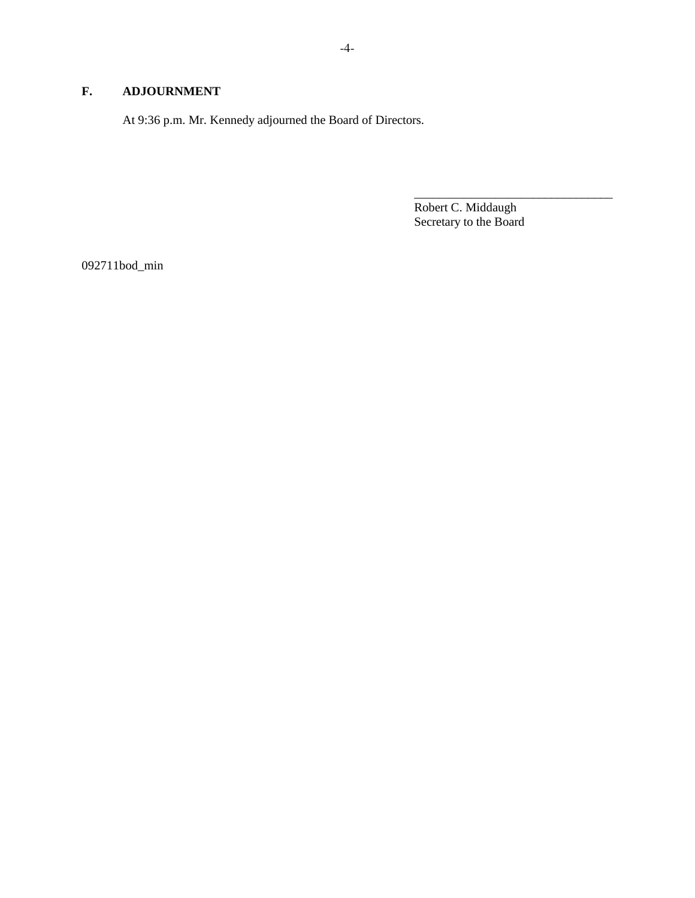## F. ADJOURNMENT

At 9:36 p.m. Mr. Kennedy adjourned the Board of Directors.

________________________________
Robert C. Middaugh
Secretary to the Board

092711bod_min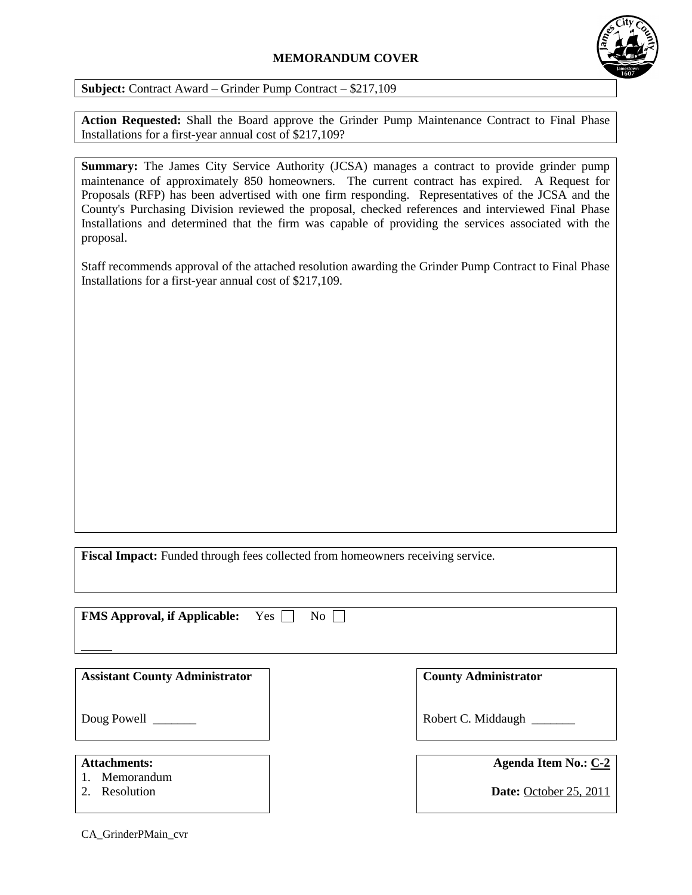# MEMORANDUM COVER

**Subject:** Contract Award – Grinder Pump Contract – $217,109

**Action Requested:** Shall the Board approve the Grinder Pump Maintenance Contract to Final Phase Installations for a first-year annual cost of $217,109?

**Summary:** The James City Service Authority (JCSA) manages a contract to provide grinder pump maintenance of approximately 850 homeowners. The current contract has expired. A Request for Proposals (RFP) has been advertised with one firm responding. Representatives of the JCSA and the County's Purchasing Division reviewed the proposal, checked references and interviewed Final Phase Installations and determined that the firm was capable of providing the services associated with the proposal.

Staff recommends approval of the attached resolution awarding the Grinder Pump Contract to Final Phase Installations for a first-year annual cost of $217,109.

**Fiscal Impact:** Funded through fees collected from homeowners receiving service.

**FMS Approval, if Applicable:** Yes ☐ No ☐

_____

**Assistant County Administrator**

Doug Powell _______

**County Administrator**

Robert C. Middaugh _______

**Attachments:**
1. Memorandum
2. Resolution

**Agenda Item No.:** C-2

**Date:** October 25, 2011

CA_GrinderPMain_cvr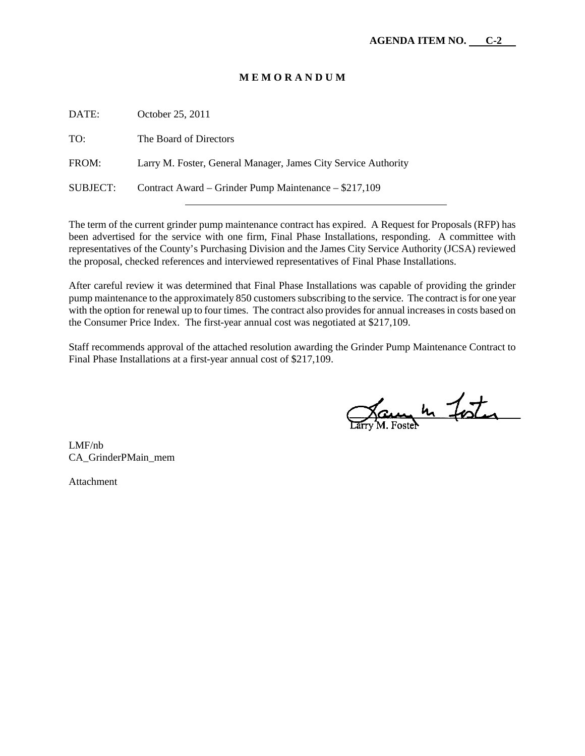**AGENDA ITEM NO. C-2**

# M E M O R A N D U M

DATE: October 25, 2011

TO: The Board of Directors

FROM: Larry M. Foster, General Manager, James City Service Authority

SUBJECT: Contract Award – Grinder Pump Maintenance – $217,109

---

The term of the current grinder pump maintenance contract has expired. A Request for Proposals (RFP) has been advertised for the service with one firm, Final Phase Installations, responding. A committee with representatives of the County's Purchasing Division and the James City Service Authority (JCSA) reviewed the proposal, checked references and interviewed representatives of Final Phase Installations.

After careful review it was determined that Final Phase Installations was capable of providing the grinder pump maintenance to the approximately 850 customers subscribing to the service. The contract is for one year with the option for renewal up to four times. The contract also provides for annual increases in costs based on the Consumer Price Index. The first-year annual cost was negotiated at $217,109.

Staff recommends approval of the attached resolution awarding the Grinder Pump Maintenance Contract to Final Phase Installations at a first-year annual cost of $217,109.

Larry M. Foster

LMF/nb
CA_GrinderPMain_mem

Attachment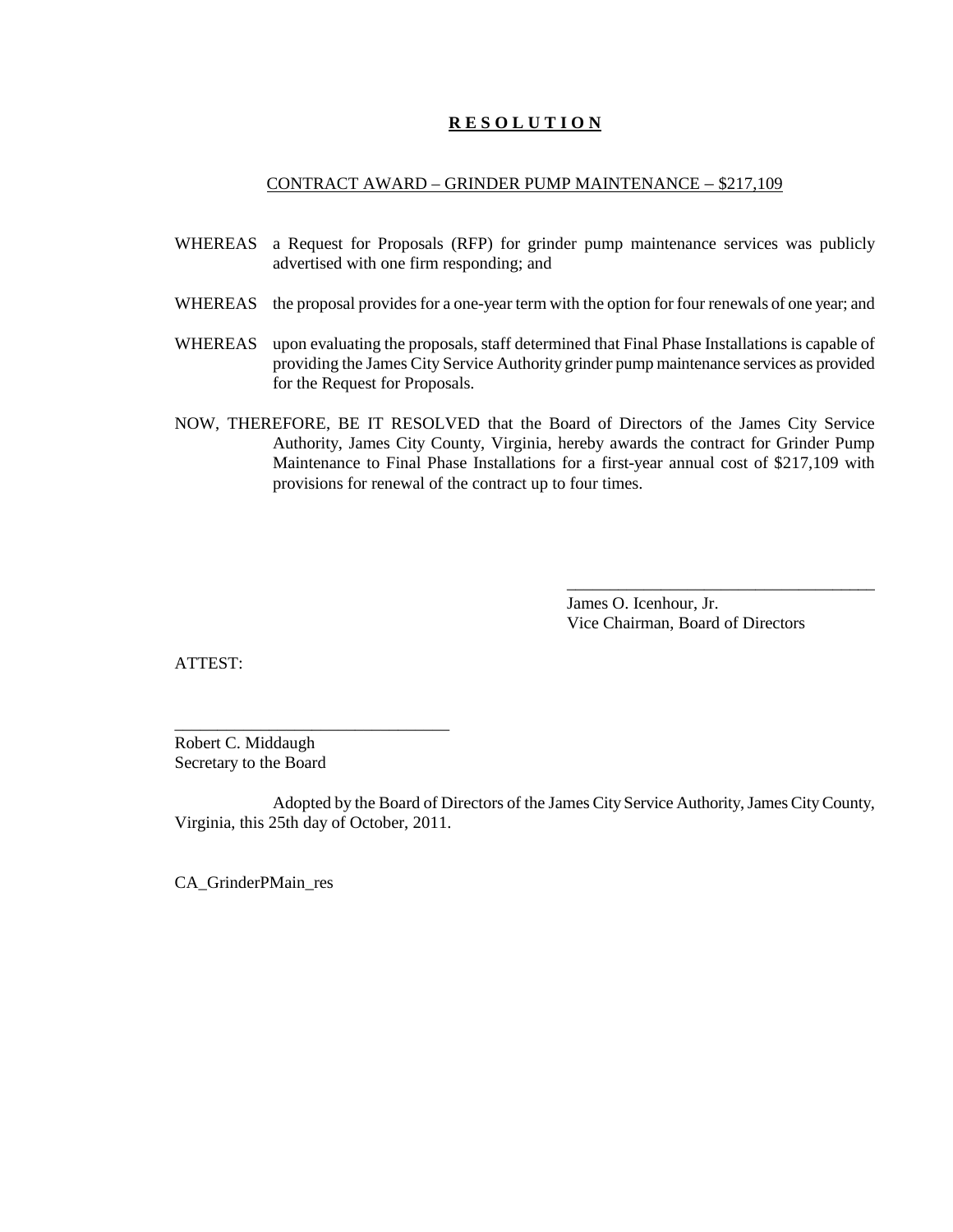# **R E S O L U T I O N**

CONTRACT AWARD – GRINDER PUMP MAINTENANCE – $217,109

WHEREAS a Request for Proposals (RFP) for grinder pump maintenance services was publicly advertised with one firm responding; and

WHEREAS the proposal provides for a one-year term with the option for four renewals of one year; and

WHEREAS upon evaluating the proposals, staff determined that Final Phase Installations is capable of providing the James City Service Authority grinder pump maintenance services as provided for the Request for Proposals.

NOW, THEREFORE, BE IT RESOLVED that the Board of Directors of the James City Service Authority, James City County, Virginia, hereby awards the contract for Grinder Pump Maintenance to Final Phase Installations for a first-year annual cost of $217,109 with provisions for renewal of the contract up to four times.

_____________________________________
James O. Icenhour, Jr.
Vice Chairman, Board of Directors

ATTEST:

_________________________________
Robert C. Middaugh
Secretary to the Board

Adopted by the Board of Directors of the James City Service Authority, James City County, Virginia, this 25th day of October, 2011.

CA_GrinderPMain_res